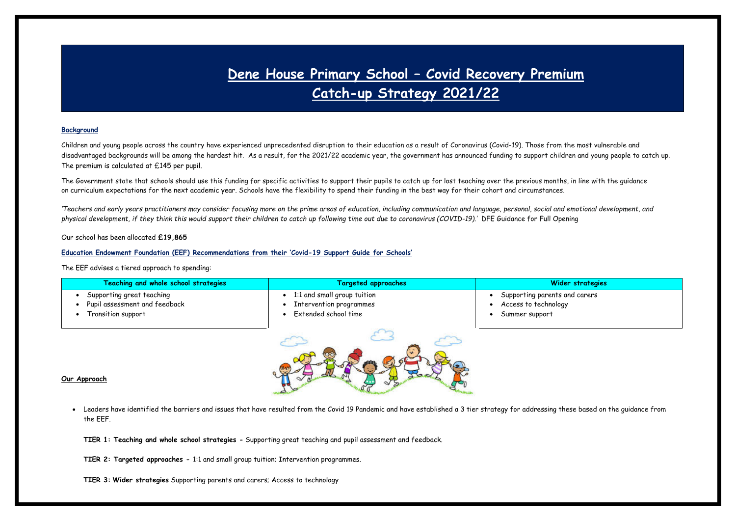# Dene House Primary School – Covid Recovery Premium
# Catch-up Strategy 2021/22

**Background**

Children and young people across the country have experienced unprecedented disruption to their education as a result of Coronavirus (Covid-19). Those from the most vulnerable and disadvantaged backgrounds will be among the hardest hit. As a result, for the 2021/22 academic year, the government has announced funding to support children and young people to catch up. The premium is calculated at £145 per pupil.

The Government state that schools should use this funding for specific activities to support their pupils to catch up for lost teaching over the previous months, in line with the guidance on curriculum expectations for the next academic year. Schools have the flexibility to spend their funding in the best way for their cohort and circumstances.

*'Teachers and early years practitioners may consider focusing more on the prime areas of education, including communication and language, personal, social and emotional development, and physical development, if they think this would support their children to catch up following time out due to coronavirus (COVID-19).'* DFE Guidance for Full Opening

Our school has been allocated **£19,865**

**Education Endowment Foundation (EEF) Recommendations from their 'Covid-19 Support Guide for Schools'**

The EEF advises a tiered approach to spending:

| Teaching and whole school strategies | Targeted approaches | Wider strategies |
|---|---|---|
| • Supporting great teaching<br>• Pupil assessment and feedback<br>• Transition support | • 1:1 and small group tuition<br>• Intervention programmes<br>• Extended school time | • Supporting parents and carers<br>• Access to technology<br>• Summer support |

**Our Approach**

- Leaders have identified the barriers and issues that have resulted from the Covid 19 Pandemic and have established a 3 tier strategy for addressing these based on the guidance from the EEF.

  **TIER 1: Teaching and whole school strategies -** Supporting great teaching and pupil assessment and feedback.

  **TIER 2: Targeted approaches -** 1:1 and small group tuition; Intervention programmes.

  **TIER 3: Wider strategies** Supporting parents and carers; Access to technology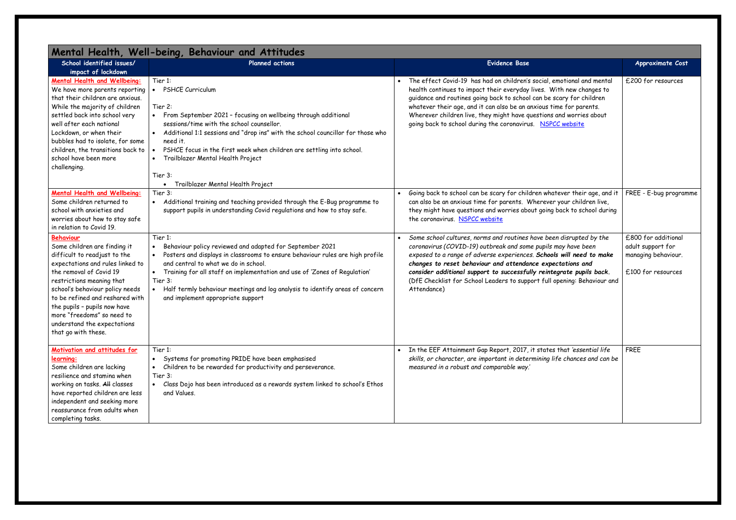## Mental Health, Well-being, Behaviour and Attitudes

| School identified issues/ impact of lockdown | Planned actions | Evidence Base | Approximate Cost |
|---|---|---|---|
| **Mental Health and Wellbeing:** We have more parents reporting that their children are anxious. While the majority of children settled back into school very well after each national Lockdown, or when their bubbles had to isolate, for some children, the transitions back to school have been more challenging. | Tier 1: <br>• PSHCE Curriculum <br><br>Tier 2: <br>• From September 2021 – focusing on wellbeing through additional sessions/time with the school counsellor. <br>• Additional 1:1 sessions and "drop ins" with the school councillor for those who need it. <br>• PSHCE focus in the first week when children are settling into school. <br>• Trailblazer Mental Health Project <br><br>Tier 3: <br>• Trailblazer Mental Health Project | • The effect Covid-19 has had on children's social, emotional and mental health continues to impact their everyday lives. With new changes to guidance and routines going back to school can be scary for children whatever their age, and it can also be an anxious time for parents. Wherever children live, they might have questions and worries about going back to school during the coronavirus. NSPCC website | £200 for resources |
| **Mental Health and Wellbeing:** Some children returned to school with anxieties and worries about how to stay safe in relation to Covid 19. | Tier 3: <br>• Additional training and teaching provided through the E-Bug programme to support pupils in understanding Covid regulations and how to stay safe. | • Going back to school can be scary for children whatever their age, and it can also be an anxious time for parents. Wherever your children live, they might have questions and worries about going back to school during the coronavirus. NSPCC website | FREE - E-bug programme |
| **Behaviour** Some children are finding it difficult to readjust to the expectations and rules linked to the removal of Covid 19 restrictions meaning that school's behaviour policy needs to be refined and reshared with the pupils – pupils now have more "freedoms" so need to understand the expectations that go with these. | Tier 1: <br>• Behaviour policy reviewed and adapted for September 2021 <br>• Posters and displays in classrooms to ensure behaviour rules are high profile and central to what we do in school. <br>• Training for all staff on implementation and use of 'Zones of Regulation' <br>Tier 3: <br>• Half termly behaviour meetings and log analysis to identify areas of concern and implement appropriate support | • *Some school cultures, norms and routines have been disrupted by the coronavirus (COVID-19) outbreak and some pupils may have been exposed to a range of adverse experiences.* ***Schools will need to make changes to reset behaviour and attendance expectations and consider additional support to successfully reintegrate pupils back.*** (DfE Checklist for School Leaders to support full opening: Behaviour and Attendance) | £800 for additional adult support for managing behaviour. <br><br>£100 for resources |
| **Motivation and attitudes for learning:** Some children are lacking resilience and stamina when working on tasks. ~~All~~ classes have reported children are less independent and seeking more reassurance from adults when completing tasks. | Tier 1: <br>• Systems for promoting PRIDE have been emphasised <br>• Children to be rewarded for productivity and perseverance. <br>Tier 3: <br>• Class Dojo has been introduced as a rewards system linked to school's Ethos and Values. | • In the EEF Attainment Gap Report, 2017, it states that *'essential life skills, or character, are important in determining life chances and can be measured in a robust and comparable way.'* | FREE |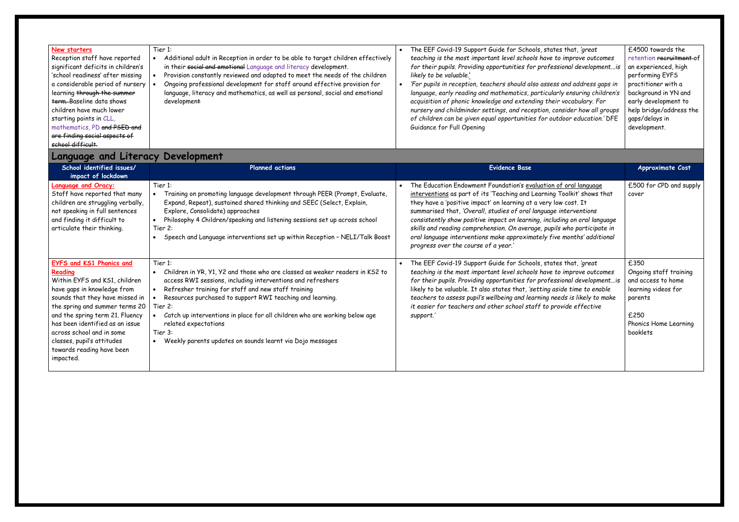| New starters | Tier 1: | | |
|---|---|---|---|
| Reception staff have reported significant deficits in children's 'school readiness' after missing a considerable period of nursery learning ~~through the summer term.~~ Baseline data shows children have much lower starting points in CLL, mathematics, PD ~~and PSED and are finding social aspects of school difficult.~~ | Tier 1:<br>• Additional adult in Reception in order to be able to target children effectively in their ~~social and emotional~~ Language and literacy development.<br>• Provision constantly reviewed and adapted to meet the needs of the children<br>• Ongoing professional development for staff around effective provision for language, literacy and mathematics, as well as personal, social and emotional development | • The EEF Covid-19 Support Guide for Schools, states that, *'great teaching is the most important level schools have to improve outcomes for their pupils. Providing opportunities for professional development…is likely to be valuable.'*<br>• *'For pupils in reception, teachers should also assess and address gaps in language, early reading and mathematics, particularly ensuring children's acquisition of phonic knowledge and extending their vocabulary. For nursery and childminder settings, and reception, consider how all groups of children can be given equal opportunities for outdoor education.'* DFE Guidance for Full Opening | £4500 towards the retention ~~recruitment~~ of an experienced, high performing EYFS practitioner with a background in YN and early development to help bridge/address the gaps/delays in development. |

## Language and Literacy Development

| School identified issues/ impact of lockdown | Planned actions | Evidence Base | Approximate Cost |
|---|---|---|---|
| **Language and Oracy:**<br>Staff have reported that many children are struggling verbally, not speaking in full sentences and finding it difficult to articulate their thinking. | Tier 1:<br>• Training on promoting language development through PEER (Prompt, Evaluate, Expand, Repeat), sustained shared thinking and SEEC (Select, Explain, Explore, Consolidate) approaches<br>• Philosophy 4 Children/speaking and listening sessions set up across school<br>Tier 2:<br>• Speech and Language interventions set up within Reception – NELI/Talk Boost | • The Education Endowment Foundation's evaluation of oral language interventions as part of its 'Teaching and Learning Toolkit' shows that they have a 'positive impact' on learning at a very low cost. It summarised that, *'Overall, studies of oral language interventions consistently show positive impact on learning, including on oral language skills and reading comprehension. On average, pupils who participate in oral language interventions make approximately five months' additional progress over the course of a year.'* | £500 for CPD and supply cover |
| **EYFS and KS1 Phonics and Reading**<br>Within EYFS and KS1, children have gaps in knowledge from sounds that they have missed in the spring and summer terms 20 and the spring term 21. Fluency has been identified as an issue across school and in some classes, pupil's attitudes towards reading have been impacted. | Tier 1:<br>• Children in YR, Y1, Y2 and those who are classed as weaker readers in KS2 to access RWI sessions, including interventions and refreshers<br>• Refresher training for staff and new staff training<br>• Resources purchased to support RWI teaching and learning.<br>Tier 2:<br>• Catch up interventions in place for all children who are working below age related expectations<br>Tier 3:<br>• Weekly parents updates on sounds learnt via Dojo messages | • The EEF Covid-19 Support Guide for Schools, states that, *'great teaching is the most important level schools have to improve outcomes for their pupils. Providing opportunities for professional development…is* likely to be valuable. It also states that, *'setting aside time to enable teachers to assess pupil's wellbeing and learning needs is likely to make it easier for teachers and other school staff to provide effective support.'* | £350<br>Ongoing staff training and access to home learning videos for parents<br><br>£250<br>Phonics Home Learning booklets |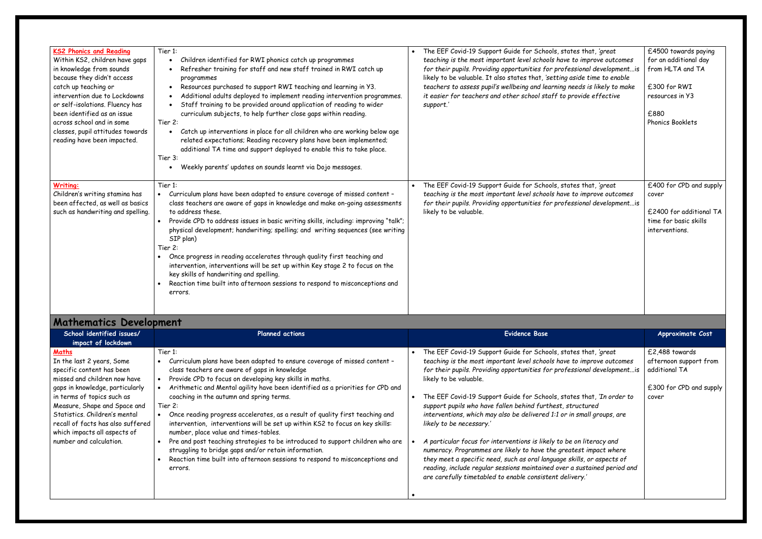| | | | |
|---|---|---|---|
| **KS2 Phonics and Reading**<br>Within KS2, children have gaps in knowledge from sounds because they didn't access catch up teaching or intervention due to Lockdowns or self-isolations. Fluency has been identified as an issue across school and in some classes, pupil attitudes towards reading have been impacted. | Tier 1:<br>• Children identified for RWI phonics catch up programmes<br>• Refresher training for staff and new staff trained in RWI catch up programmes<br>• Resources purchased to support RWI teaching and learning in Y3.<br>• Additional adults deployed to implement reading intervention programmes.<br>• Staff training to be provided around application of reading to wider curriculum subjects, to help further close gaps within reading.<br>Tier 2:<br>• Catch up interventions in place for all children who are working below age related expectations; Reading recovery plans have been implemented; additional TA time and support deployed to enable this to take place.<br>Tier 3:<br>• Weekly parents' updates on sounds learnt via Dojo messages. | • The EEF Covid-19 Support Guide for Schools, states that, *'great teaching is the most important level schools have to improve outcomes for their pupils. Providing opportunities for professional development…is* likely to be valuable. It also states that, *'setting aside time to enable teachers to assess pupil's wellbeing and learning needs is likely to make it easier for teachers and other school staff to provide effective support.'* | £4500 towards paying for an additional day from HLTA and TA<br><br>£300 for RWI resources in Y3<br><br>£880<br>Phonics Booklets |
| **Writing:**<br>Children's writing stamina has been affected, as well as basics such as handwriting and spelling. | Tier 1:<br>• Curriculum plans have been adapted to ensure coverage of missed content – class teachers are aware of gaps in knowledge and make on-going assessments to address these.<br>• Provide CPD to address issues in basic writing skills, including: improving "talk"; physical development; handwriting; spelling; and writing sequences (see writing SIP plan)<br>Tier 2:<br>• Once progress in reading accelerates through quality first teaching and intervention, interventions will be set up within Key stage 2 to focus on the key skills of handwriting and spelling.<br>• Reaction time built into afternoon sessions to respond to misconceptions and errors. | • The EEF Covid-19 Support Guide for Schools, states that, *'great teaching is the most important level schools have to improve outcomes for their pupils. Providing opportunities for professional development…is* likely to be valuable. | £400 for CPD and supply cover<br><br>£2400 for additional TA time for basic skills interventions. |

## Mathematics Development

| School identified issues/ impact of lockdown | Planned actions | Evidence Base | Approximate Cost |
|---|---|---|---|
| **Maths**<br>In the last 2 years, Some specific content has been missed and children now have gaps in knowledge, particularly in terms of topics such as Measure, Shape and Space and Statistics. Children's mental recall of facts has also suffered which impacts all aspects of number and calculation. | Tier 1:<br>• Curriculum plans have been adapted to ensure coverage of missed content – class teachers are aware of gaps in knowledge<br>• Provide CPD to focus on developing key skills in maths.<br>• Arithmetic and Mental agility have been identified as a priorities for CPD and coaching in the autumn and spring terms.<br>Tier 2:<br>• Once reading progress accelerates, as a result of quality first teaching and intervention, interventions will be set up within KS2 to focus on key skills: number, place value and times-tables.<br>• Pre and post teaching strategies to be introduced to support children who are struggling to bridge gaps and/or retain information.<br>• Reaction time built into afternoon sessions to respond to misconceptions and errors. | • The EEF Covid-19 Support Guide for Schools, states that, *'great teaching is the most important level schools have to improve outcomes for their pupils. Providing opportunities for professional development…is* likely to be valuable.<br><br>• The EEF Covid-19 Support Guide for Schools, states that, *'In order to support pupils who have fallen behind furthest, structured interventions, which may also be delivered 1:1 or in small groups, are likely to be necessary.'*<br><br>• *A particular focus for interventions is likely to be on literacy and numeracy. Programmes are likely to have the greatest impact where they meet a specific need, such as oral language skills, or aspects of reading, include regular sessions maintained over a sustained period and are carefully timetabled to enable consistent delivery.'*<br><br>• | £2,488 towards afternoon support from additional TA<br><br>£300 for CPD and supply cover |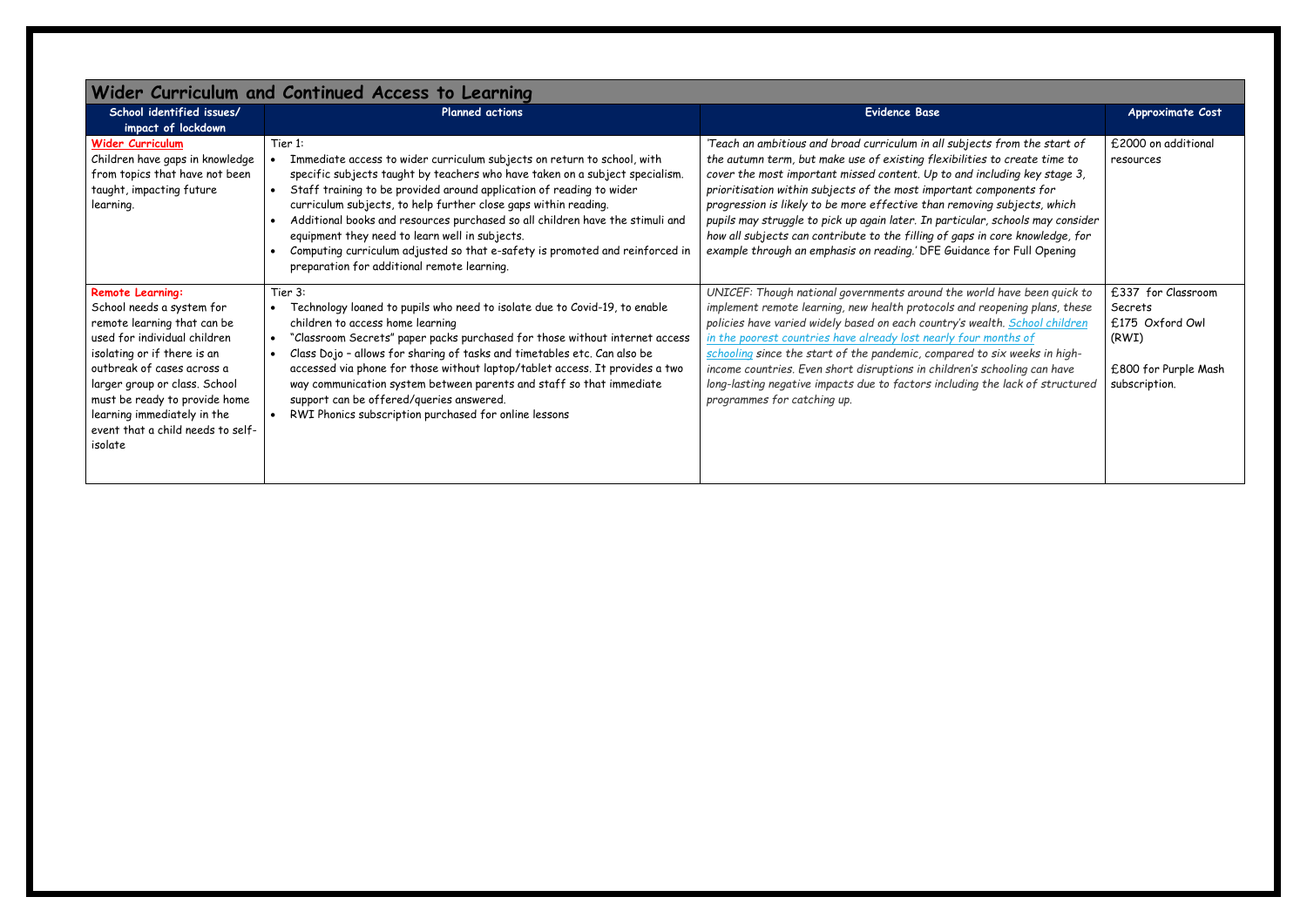## Wider Curriculum and Continued Access to Learning

| School identified issues/ impact of lockdown | Planned actions | Evidence Base | Approximate Cost |
|---|---|---|---|
| **Wider Curriculum**<br>Children have gaps in knowledge from topics that have not been taught, impacting future learning. | Tier 1:<br>• Immediate access to wider curriculum subjects on return to school, with specific subjects taught by teachers who have taken on a subject specialism.<br>• Staff training to be provided around application of reading to wider curriculum subjects, to help further close gaps within reading.<br>• Additional books and resources purchased so all children have the stimuli and equipment they need to learn well in subjects.<br>• Computing curriculum adjusted so that e-safety is promoted and reinforced in preparation for additional remote learning. | *'Teach an ambitious and broad curriculum in all subjects from the start of the autumn term, but make use of existing flexibilities to create time to cover the most important missed content. Up to and including key stage 3, prioritisation within subjects of the most important components for progression is likely to be more effective than removing subjects, which pupils may struggle to pick up again later. In particular, schools may consider how all subjects can contribute to the filling of gaps in core knowledge, for example through an emphasis on reading.'* DFE Guidance for Full Opening | £2000 on additional resources |
| **Remote Learning:**<br>School needs a system for remote learning that can be used for individual children isolating or if there is an outbreak of cases across a larger group or class. School must be ready to provide home learning immediately in the event that a child needs to self-isolate | Tier 3:<br>• Technology loaned to pupils who need to isolate due to Covid-19, to enable children to access home learning<br>• "Classroom Secrets" paper packs purchased for those without internet access<br>• Class Dojo – allows for sharing of tasks and timetables etc. Can also be accessed via phone for those without laptop/tablet access. It provides a two way communication system between parents and staff so that immediate support can be offered/queries answered.<br>• RWI Phonics subscription purchased for online lessons | *UNICEF: Though national governments around the world have been quick to implement remote learning, new health protocols and reopening plans, these policies have varied widely based on each country's wealth. School children in the poorest countries have already lost nearly four months of schooling since the start of the pandemic, compared to six weeks in high-income countries. Even short disruptions in children's schooling can have long-lasting negative impacts due to factors including the lack of structured programmes for catching up.* | £337 for Classroom Secrets<br>£175 Oxford Owl (RWI)<br><br>£800 for Purple Mash subscription. |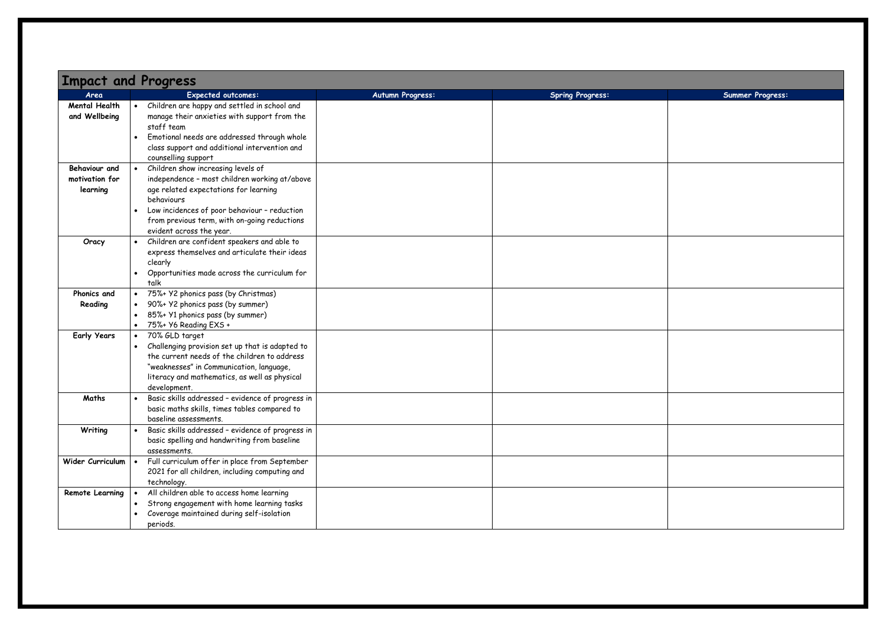## Impact and Progress

| Area | Expected outcomes: | Autumn Progress: | Spring Progress: | Summer Progress: |
|---|---|---|---|---|
| **Mental Health and Wellbeing** | • Children are happy and settled in school and manage their anxieties with support from the staff team<br>• Emotional needs are addressed through whole class support and additional intervention and counselling support | | | |
| **Behaviour and motivation for learning** | • Children show increasing levels of independence – most children working at/above age related expectations for learning behaviours<br>• Low incidences of poor behaviour – reduction from previous term, with on-going reductions evident across the year. | | | |
| **Oracy** | • Children are confident speakers and able to express themselves and articulate their ideas clearly<br>• Opportunities made across the curriculum for talk | | | |
| **Phonics and Reading** | • 75%+ Y2 phonics pass (by Christmas)<br>• 90%+ Y2 phonics pass (by summer)<br>• 85%+ Y1 phonics pass (by summer)<br>• 75%+ Y6 Reading EXS + | | | |
| **Early Years** | • 70% GLD target<br>• Challenging provision set up that is adapted to the current needs of the children to address "weaknesses" in Communication, language, literacy and mathematics, as well as physical development. | | | |
| **Maths** | • Basic skills addressed – evidence of progress in basic maths skills, times tables compared to baseline assessments. | | | |
| **Writing** | • Basic skills addressed – evidence of progress in basic spelling and handwriting from baseline assessments. | | | |
| **Wider Curriculum** | • Full curriculum offer in place from September 2021 for all children, including computing and technology. | | | |
| **Remote Learning** | • All children able to access home learning<br>• Strong engagement with home learning tasks<br>• Coverage maintained during self-isolation periods. | | | |